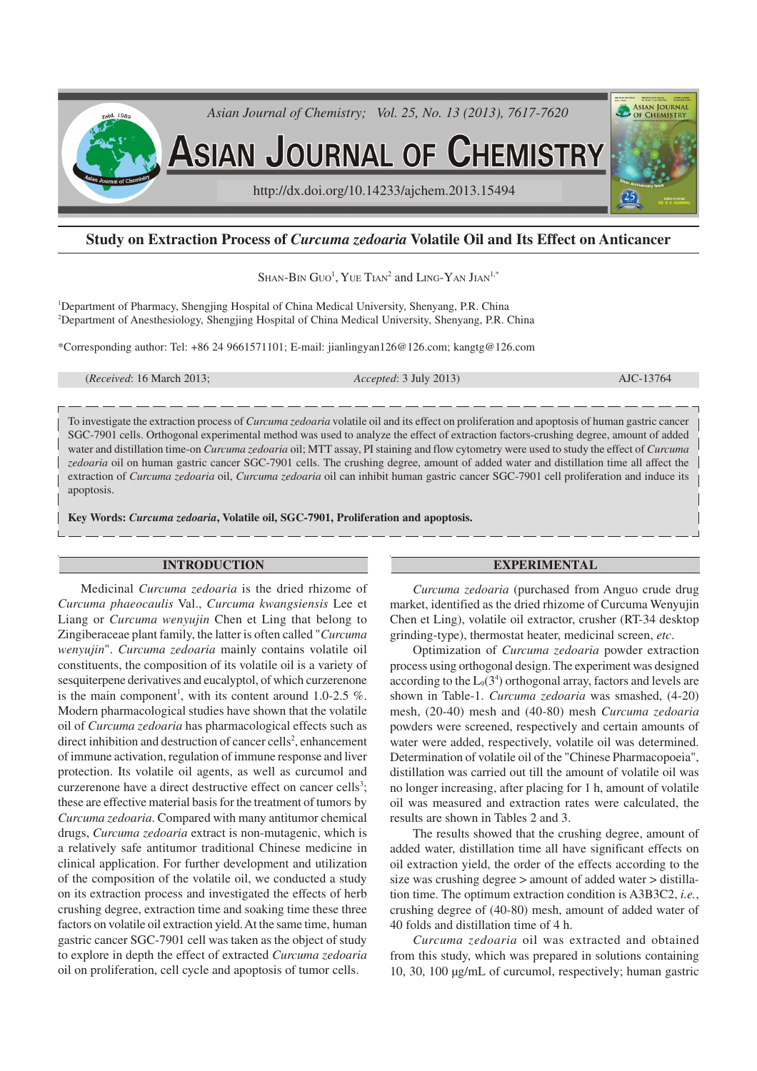# Study on Extraction Process of *Curcuma zedoaria* Volatile Oil and Its Effect on Anticancer

SHAN-BIN GUO[1], YUE TIAN[2] and LING-YAN JIAN[1,*]

[1]Department of Pharmacy, Shengjing Hospital of China Medical University, Shenyang, P.R. China
[2]Department of Anesthesiology, Shengjing Hospital of China Medical University, Shenyang, P.R. China

*Corresponding author: Tel: +86 24 9661571101; E-mail: jianlingyan126@126.com; kangtg@126.com

(*Received*: 16 March 2013; *Accepted*: 3 July 2013) AJC-13764

To investigate the extraction process of *Curcuma zedoaria* volatile oil and its effect on proliferation and apoptosis of human gastric cancer SGC-7901 cells. Orthogonal experimental method was used to analyze the effect of extraction factors-crushing degree, amount of added water and distillation time-on *Curcuma zedoaria* oil; MTT assay, PI staining and flow cytometry were used to study the effect of *Curcuma zedoaria* oil on human gastric cancer SGC-7901 cells. The crushing degree, amount of added water and distillation time all affect the extraction of *Curcuma zedoaria* oil, *Curcuma zedoaria* oil can inhibit human gastric cancer SGC-7901 cell proliferation and induce its apoptosis.

**Key Words:** ***Curcuma zedoaria*, Volatile oil, SGC-7901, Proliferation and apoptosis.**

## INTRODUCTION

Medicinal *Curcuma zedoaria* is the dried rhizome of *Curcuma phaeocaulis* Val., *Curcuma kwangsiensis* Lee et Liang or *Curcuma wenyujin* Chen et Ling that belong to Zingiberaceae plant family, the latter is often called "*Curcuma wenyujin*". *Curcuma zedoaria* mainly contains volatile oil constituents, the composition of its volatile oil is a variety of sesquiterpene derivatives and eucalyptol, of which curzerenone is the main component[1], with its content around 1.0-2.5 %. Modern pharmacological studies have shown that the volatile oil of *Curcuma zedoaria* has pharmacological effects such as direct inhibition and destruction of cancer cells[2], enhancement of immune activation, regulation of immune response and liver protection. Its volatile oil agents, as well as curcumol and curzerenone have a direct destructive effect on cancer cells[3]; these are effective material basis for the treatment of tumors by *Curcuma zedoaria*. Compared with many antitumor chemical drugs, *Curcuma zedoaria* extract is non-mutagenic, which is a relatively safe antitumor traditional Chinese medicine in clinical application. For further development and utilization of the composition of the volatile oil, we conducted a study on its extraction process and investigated the effects of herb crushing degree, extraction time and soaking time these three factors on volatile oil extraction yield. At the same time, human gastric cancer SGC-7901 cell was taken as the object of study to explore in depth the effect of extracted *Curcuma zedoaria* oil on proliferation, cell cycle and apoptosis of tumor cells.

## EXPERIMENTAL

*Curcuma zedoaria* (purchased from Anguo crude drug market, identified as the dried rhizome of Curcuma Wenyujin Chen et Ling), volatile oil extractor, crusher (RT-34 desktop grinding-type), thermostat heater, medicinal screen, *etc*.

Optimization of *Curcuma zedoaria* powder extraction process using orthogonal design. The experiment was designed according to the $L_9(3^4)$ orthogonal array, factors and levels are shown in Table-1. *Curcuma zedoaria* was smashed, (4-20) mesh, (20-40) mesh and (40-80) mesh *Curcuma zedoaria* powders were screened, respectively and certain amounts of water were added, respectively, volatile oil was determined. Determination of volatile oil of the "Chinese Pharmacopoeia", distillation was carried out till the amount of volatile oil was no longer increasing, after placing for 1 h, amount of volatile oil was measured and extraction rates were calculated, the results are shown in Tables 2 and 3.

The results showed that the crushing degree, amount of added water, distillation time all have significant effects on oil extraction yield, the order of the effects according to the size was crushing degree > amount of added water > distillation time. The optimum extraction condition is A3B3C2, *i.e.*, crushing degree of (40-80) mesh, amount of added water of 40 folds and distillation time of 4 h.

*Curcuma zedoaria* oil was extracted and obtained from this study, which was prepared in solutions containing 10, 30, 100 μg/mL of curcumol, respectively; human gastric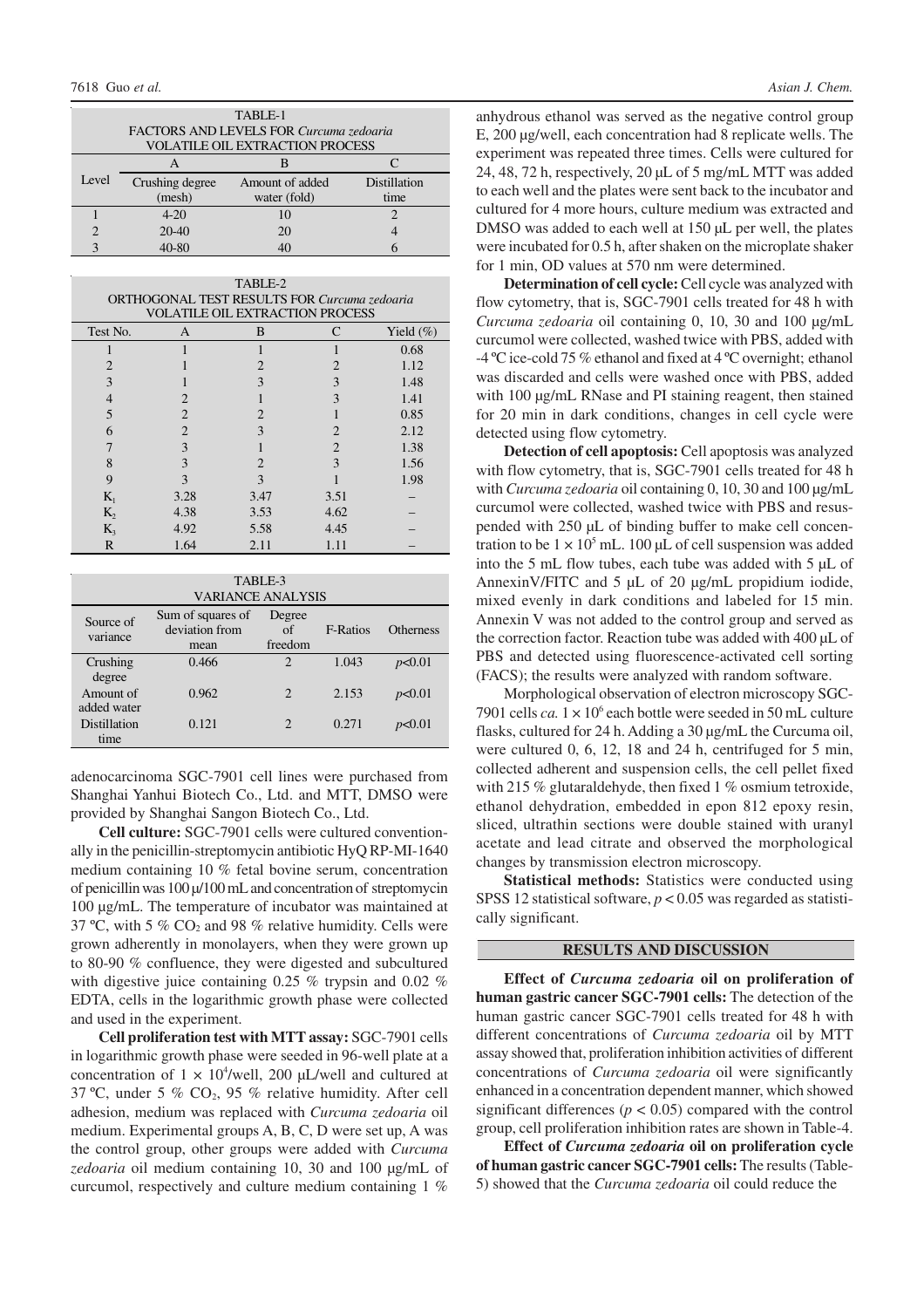TABLE-1
FACTORS AND LEVELS FOR *Curcuma zedoaria* VOLATILE OIL EXTRACTION PROCESS

| Level | A | B | C |
|---|---|---|---|
| | Crushing degree (mesh) | Amount of added water (fold) | Distillation time |
| 1 | 4-20 | 10 | 2 |
| 2 | 20-40 | 20 | 4 |
| 3 | 40-80 | 40 | 6 |

TABLE-2
ORTHOGONAL TEST RESULTS FOR *Curcuma zedoaria* VOLATILE OIL EXTRACTION PROCESS

| Test No. | A | B | C | Yield (%) |
|---|---|---|---|---|
| 1 | 1 | 1 | 1 | 0.68 |
| 2 | 1 | 2 | 2 | 1.12 |
| 3 | 1 | 3 | 3 | 1.48 |
| 4 | 2 | 1 | 3 | 1.41 |
| 5 | 2 | 2 | 1 | 0.85 |
| 6 | 2 | 3 | 2 | 2.12 |
| 7 | 3 | 1 | 2 | 1.38 |
| 8 | 3 | 2 | 3 | 1.56 |
| 9 | 3 | 3 | 1 | 1.98 |
| $K_1$ | 3.28 | 3.47 | 3.51 | – |
| $K_2$ | 4.38 | 3.53 | 4.62 | – |
| $K_3$ | 4.92 | 5.58 | 4.45 | – |
| R | 1.64 | 2.11 | 1.11 | – |

TABLE-3
VARIANCE ANALYSIS

| Source of variance | Sum of squares of deviation from mean | Degree of freedom | F-Ratios | Otherness |
|---|---|---|---|---|
| Crushing degree | 0.466 | 2 | 1.043 | $p<0.01$ |
| Amount of added water | 0.962 | 2 | 2.153 | $p<0.01$ |
| Distillation time | 0.121 | 2 | 0.271 | $p<0.01$ |

adenocarcinoma SGC-7901 cell lines were purchased from Shanghai Yanhui Biotech Co., Ltd. and MTT, DMSO were provided by Shanghai Sangon Biotech Co., Ltd.

**Cell culture:** SGC-7901 cells were cultured conventionally in the penicillin-streptomycin antibiotic HyQ RP-MI-1640 medium containing 10 % fetal bovine serum, concentration of penicillin was 100 µ/100 mL and concentration of streptomycin 100 µg/mL. The temperature of incubator was maintained at 37 ºC, with 5 % $CO_2$ and 98 % relative humidity. Cells were grown adherently in monolayers, when they were grown up to 80-90 % confluence, they were digested and subcultured with digestive juice containing 0.25 % trypsin and 0.02 % EDTA, cells in the logarithmic growth phase were collected and used in the experiment.

**Cell proliferation test with MTT assay:** SGC-7901 cells in logarithmic growth phase were seeded in 96-well plate at a concentration of $1 \times 10^4$/well, 200 µL/well and cultured at 37 ºC, under 5 % $CO_2$, 95 % relative humidity. After cell adhesion, medium was replaced with *Curcuma zedoaria* oil medium. Experimental groups A, B, C, D were set up, A was the control group, other groups were added with *Curcuma zedoaria* oil medium containing 10, 30 and 100 µg/mL of curcumol, respectively and culture medium containing 1 % anhydrous ethanol was served as the negative control group E, 200 µg/well, each concentration had 8 replicate wells. The experiment was repeated three times. Cells were cultured for 24, 48, 72 h, respectively, 20 µL of 5 mg/mL MTT was added to each well and the plates were sent back to the incubator and cultured for 4 more hours, culture medium was extracted and DMSO was added to each well at 150 µL per well, the plates were incubated for 0.5 h, after shaken on the microplate shaker for 1 min, OD values at 570 nm were determined.

**Determination of cell cycle:** Cell cycle was analyzed with flow cytometry, that is, SGC-7901 cells treated for 48 h with *Curcuma zedoaria* oil containing 0, 10, 30 and 100 µg/mL curcumol were collected, washed twice with PBS, added with -4 ºC ice-cold 75 % ethanol and fixed at 4 ºC overnight; ethanol was discarded and cells were washed once with PBS, added with 100 µg/mL RNase and PI staining reagent, then stained for 20 min in dark conditions, changes in cell cycle were detected using flow cytometry.

**Detection of cell apoptosis:** Cell apoptosis was analyzed with flow cytometry, that is, SGC-7901 cells treated for 48 h with *Curcuma zedoaria* oil containing 0, 10, 30 and 100 µg/mL curcumol were collected, washed twice with PBS and resuspended with 250 µL of binding buffer to make cell concentration to be $1 \times 10^5$ mL. 100 µL of cell suspension was added into the 5 mL flow tubes, each tube was added with 5 µL of AnnexinV/FITC and 5 µL of 20 µg/mL propidium iodide, mixed evenly in dark conditions and labeled for 15 min. Annexin V was not added to the control group and served as the correction factor. Reaction tube was added with 400 µL of PBS and detected using fluorescence-activated cell sorting (FACS); the results were analyzed with random software.

Morphological observation of electron microscopy SGC-7901 cells *ca.* $1 \times 10^6$ each bottle were seeded in 50 mL culture flasks, cultured for 24 h. Adding a 30 µg/mL the Curcuma oil, were cultured 0, 6, 12, 18 and 24 h, centrifuged for 5 min, collected adherent and suspension cells, the cell pellet fixed with 215 % glutaraldehyde, then fixed 1 % osmium tetroxide, ethanol dehydration, embedded in epon 812 epoxy resin, sliced, ultrathin sections were double stained with uranyl acetate and lead citrate and observed the morphological changes by transmission electron microscopy.

**Statistical methods:** Statistics were conducted using SPSS 12 statistical software, $p < 0.05$ was regarded as statistically significant.

## RESULTS AND DISCUSSION

**Effect of *Curcuma zedoaria* oil on proliferation of human gastric cancer SGC-7901 cells:** The detection of the human gastric cancer SGC-7901 cells treated for 48 h with different concentrations of *Curcuma zedoaria* oil by MTT assay showed that, proliferation inhibition activities of different concentrations of *Curcuma zedoaria* oil were significantly enhanced in a concentration dependent manner, which showed significant differences ($p < 0.05$) compared with the control group, cell proliferation inhibition rates are shown in Table-4.

**Effect of *Curcuma zedoaria* oil on proliferation cycle of human gastric cancer SGC-7901 cells:** The results (Table-5) showed that the *Curcuma zedoaria* oil could reduce the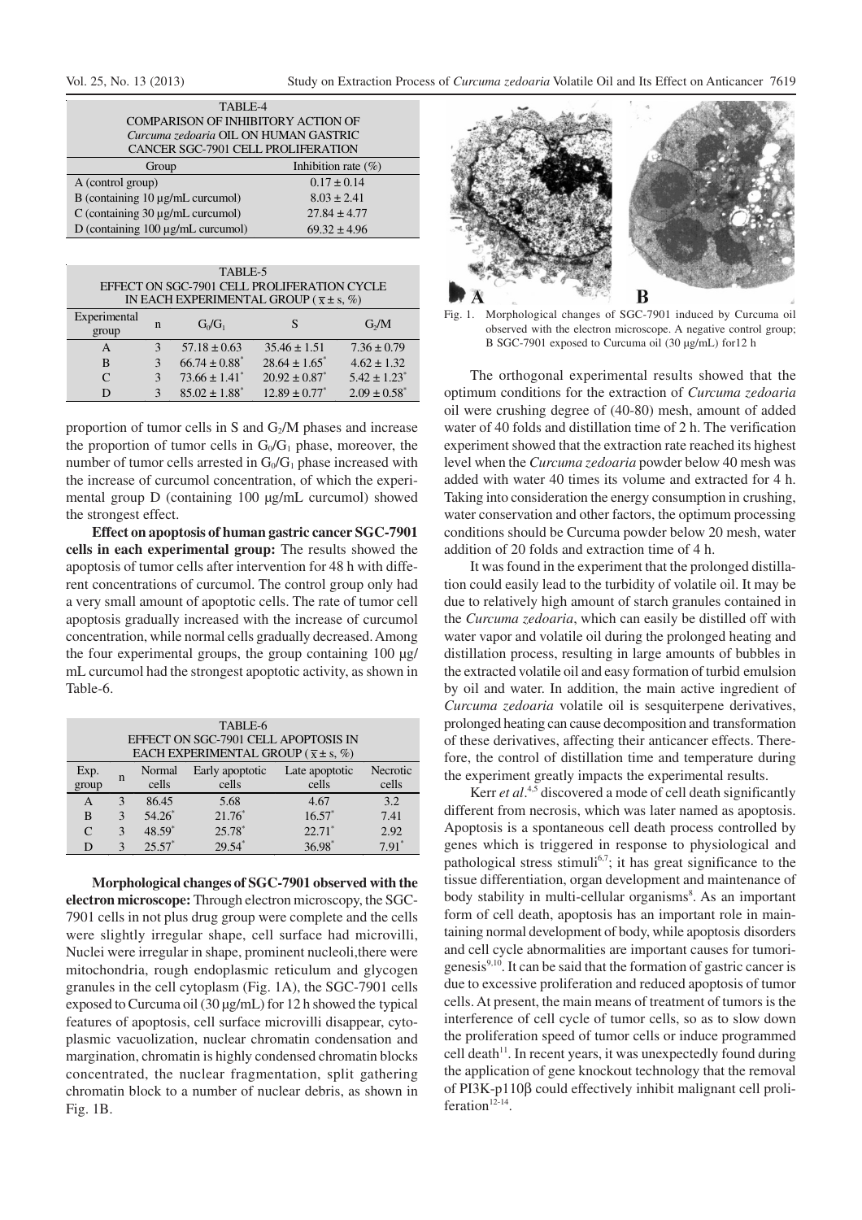TABLE-4
COMPARISON OF INHIBITORY ACTION OF *Curcuma zedoaria* OIL ON HUMAN GASTRIC CANCER SGC-7901 CELL PROLIFERATION

| Group | Inhibition rate (%) |
|---|---|
| A (control group) | 0.17 ± 0.14 |
| B (containing 10 μg/mL curcumol) | 8.03 ± 2.41 |
| C (containing 30 μg/mL curcumol) | 27.84 ± 4.77 |
| D (containing 100 μg/mL curcumol) | 69.32 ± 4.96 |

TABLE-5
EFFECT ON SGC-7901 CELL PROLIFERATION CYCLE IN EACH EXPERIMENTAL GROUP ($\bar{x} \pm s$, %)

| Experimental group | n | $G_0/G_1$ | S | $G_2/M$ |
|---|---|---|---|---|
| A | 3 | 57.18 ± 0.63 | 35.46 ± 1.51 | 7.36 ± 0.79 |
| B | 3 | 66.74 ± 0.88* | 28.64 ± 1.65* | 4.62 ± 1.32 |
| C | 3 | 73.66 ± 1.41* | 20.92 ± 0.87* | 5.42 ± 1.23* |
| D | 3 | 85.02 ± 1.88* | 12.89 ± 0.77* | 2.09 ± 0.58* |

proportion of tumor cells in S and $G_2/M$ phases and increase the proportion of tumor cells in $G_0/G_1$ phase, moreover, the number of tumor cells arrested in $G_0/G_1$ phase increased with the increase of curcumol concentration, of which the experimental group D (containing 100 μg/mL curcumol) showed the strongest effect.

**Effect on apoptosis of human gastric cancer SGC-7901 cells in each experimental group:** The results showed the apoptosis of tumor cells after intervention for 48 h with different concentrations of curcumol. The control group only had a very small amount of apoptotic cells. The rate of tumor cell apoptosis gradually increased with the increase of curcumol concentration, while normal cells gradually decreased. Among the four experimental groups, the group containing 100 μg/mL curcumol had the strongest apoptotic activity, as shown in Table-6.

TABLE-6
EFFECT ON SGC-7901 CELL APOPTOSIS IN EACH EXPERIMENTAL GROUP ($\bar{x} \pm s$, %)

| Exp. group | n | Normal cells | Early apoptotic cells | Late apoptotic cells | Necrotic cells |
|---|---|---|---|---|---|
| A | 3 | 86.45 | 5.68 | 4.67 | 3.2 |
| B | 3 | 54.26* | 21.76* | 16.57* | 7.41 |
| C | 3 | 48.59* | 25.78* | 22.71* | 2.92 |
| D | 3 | 25.57* | 29.54* | 36.98* | 7.91* |

**Morphological changes of SGC-7901 observed with the electron microscope:** Through electron microscopy, the SGC-7901 cells in not plus drug group were complete and the cells were slightly irregular shape, cell surface had microvilli, Nuclei were irregular in shape, prominent nucleoli,there were mitochondria, rough endoplasmic reticulum and glycogen granules in the cell cytoplasm (Fig. 1A), the SGC-7901 cells exposed to Curcuma oil (30 μg/mL) for 12 h showed the typical features of apoptosis, cell surface microvilli disappear, cytoplasmic vacuolization, nuclear chromatin condensation and margination, chromatin is highly condensed chromatin blocks concentrated, the nuclear fragmentation, split gathering chromatin block to a number of nuclear debris, as shown in Fig. 1B.

Fig. 1. Morphological changes of SGC-7901 induced by Curcuma oil observed with the electron microscope. A negative control group; B SGC-7901 exposed to Curcuma oil (30 μg/mL) for12 h

The orthogonal experimental results showed that the optimum conditions for the extraction of *Curcuma zedoaria* oil were crushing degree of (40-80) mesh, amount of added water of 40 folds and distillation time of 2 h. The verification experiment showed that the extraction rate reached its highest level when the *Curcuma zedoaria* powder below 40 mesh was added with water 40 times its volume and extracted for 4 h. Taking into consideration the energy consumption in crushing, water conservation and other factors, the optimum processing conditions should be Curcuma powder below 20 mesh, water addition of 20 folds and extraction time of 4 h.

It was found in the experiment that the prolonged distillation could easily lead to the turbidity of volatile oil. It may be due to relatively high amount of starch granules contained in the *Curcuma zedoaria*, which can easily be distilled off with water vapor and volatile oil during the prolonged heating and distillation process, resulting in large amounts of bubbles in the extracted volatile oil and easy formation of turbid emulsion by oil and water. In addition, the main active ingredient of *Curcuma zedoaria* volatile oil is sesquiterpene derivatives, prolonged heating can cause decomposition and transformation of these derivatives, affecting their anticancer effects. Therefore, the control of distillation time and temperature during the experiment greatly impacts the experimental results.

Kerr *et al*.[4,5] discovered a mode of cell death significantly different from necrosis, which was later named as apoptosis. Apoptosis is a spontaneous cell death process controlled by genes which is triggered in response to physiological and pathological stress stimuli[6,7]; it has great significance to the tissue differentiation, organ development and maintenance of body stability in multi-cellular organisms[8]. As an important form of cell death, apoptosis has an important role in maintaining normal development of body, while apoptosis disorders and cell cycle abnormalities are important causes for tumorigenesis[9,10]. It can be said that the formation of gastric cancer is due to excessive proliferation and reduced apoptosis of tumor cells. At present, the main means of treatment of tumors is the interference of cell cycle of tumor cells, so as to slow down the proliferation speed of tumor cells or induce programmed cell death[11]. In recent years, it was unexpectedly found during the application of gene knockout technology that the removal of PI3K-p110β could effectively inhibit malignant cell proliferation[12-14].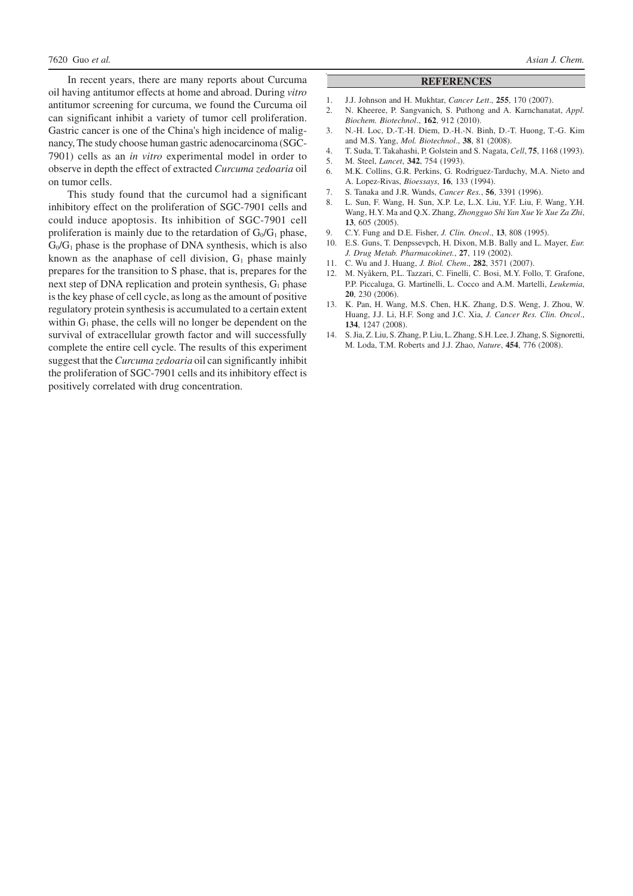In recent years, there are many reports about Curcuma oil having antitumor effects at home and abroad. During *vitro* antitumor screening for curcuma, we found the Curcuma oil can significant inhibit a variety of tumor cell proliferation. Gastric cancer is one of the China's high incidence of malignancy, The study choose human gastric adenocarcinoma (SGC-7901) cells as an *in vitro* experimental model in order to observe in depth the effect of extracted *Curcuma zedoaria* oil on tumor cells.

This study found that the curcumol had a significant inhibitory effect on the proliferation of SGC-7901 cells and could induce apoptosis. Its inhibition of SGC-7901 cell proliferation is mainly due to the retardation of $G_0/G_1$ phase, $G_0/G_1$ phase is the prophase of DNA synthesis, which is also known as the anaphase of cell division, $G_1$ phase mainly prepares for the transition to S phase, that is, prepares for the next step of DNA replication and protein synthesis, $G_1$ phase is the key phase of cell cycle, as long as the amount of positive regulatory protein synthesis is accumulated to a certain extent within $G_1$ phase, the cells will no longer be dependent on the survival of extracellular growth factor and will successfully complete the entire cell cycle. The results of this experiment suggest that the *Curcuma zedoaria* oil can significantly inhibit the proliferation of SGC-7901 cells and its inhibitory effect is positively correlated with drug concentration.

## REFERENCES

1. J.J. Johnson and H. Mukhtar, *Cancer Lett*., **255**, 170 (2007).
2. N. Kheeree, P. Sangvanich, S. Puthong and A. Karnchanatat, *Appl. Biochem. Biotechnol*., **162**, 912 (2010).
3. N.-H. Loc, D.-T.-H. Diem, D.-H.-N. Binh, D.-T. Huong, T.-G. Kim and M.S. Yang, *Mol. Biotechnol*., **38**, 81 (2008).
4. T. Suda, T. Takahashi, P. Golstein and S. Nagata, *Cell*, **75**, 1168 (1993).
5. M. Steel, *Lancet*, **342**, 754 (1993).
6. M.K. Collins, G.R. Perkins, G. Rodriguez-Tarduchy, M.A. Nieto and A. Lopez-Rivas, *Bioessays*, **16**, 133 (1994).
7. S. Tanaka and J.R. Wands, *Cancer Res.*, **56**, 3391 (1996).
8. L. Sun, F. Wang, H. Sun, X.P. Le, L.X. Liu, Y.F. Liu, F. Wang, Y.H. Wang, H.Y. Ma and Q.X. Zhang, *Zhongguo Shi Yan Xue Ye Xue Za Zhi*, **13**, 605 (2005).
9. C.Y. Fung and D.E. Fisher, *J. Clin. Oncol*., **13**, 808 (1995).
10. E.S. Guns, T. Denpssevpch, H. Dixon, M.B. Bally and L. Mayer, *Eur. J. Drug Metab. Pharmacokinet.*, **27**, 119 (2002).
11. C. Wu and J. Huang, *J. Biol. Chem*., **282**, 3571 (2007).
12. M. Nyåkern, P.L. Tazzari, C. Finelli, C. Bosi, M.Y. Follo, T. Grafone, P.P. Piccaluga, G. Martinelli, L. Cocco and A.M. Martelli, *Leukemia*, **20**, 230 (2006).
13. K. Pan, H. Wang, M.S. Chen, H.K. Zhang, D.S. Weng, J. Zhou, W. Huang, J.J. Li, H.F. Song and J.C. Xia, *J. Cancer Res. Clin. Oncol*., **134**, 1247 (2008).
14. S. Jia, Z. Liu, S. Zhang, P. Liu, L. Zhang, S.H. Lee, J. Zhang, S. Signoretti, M. Loda, T.M. Roberts and J.J. Zhao, *Nature*, **454**, 776 (2008).